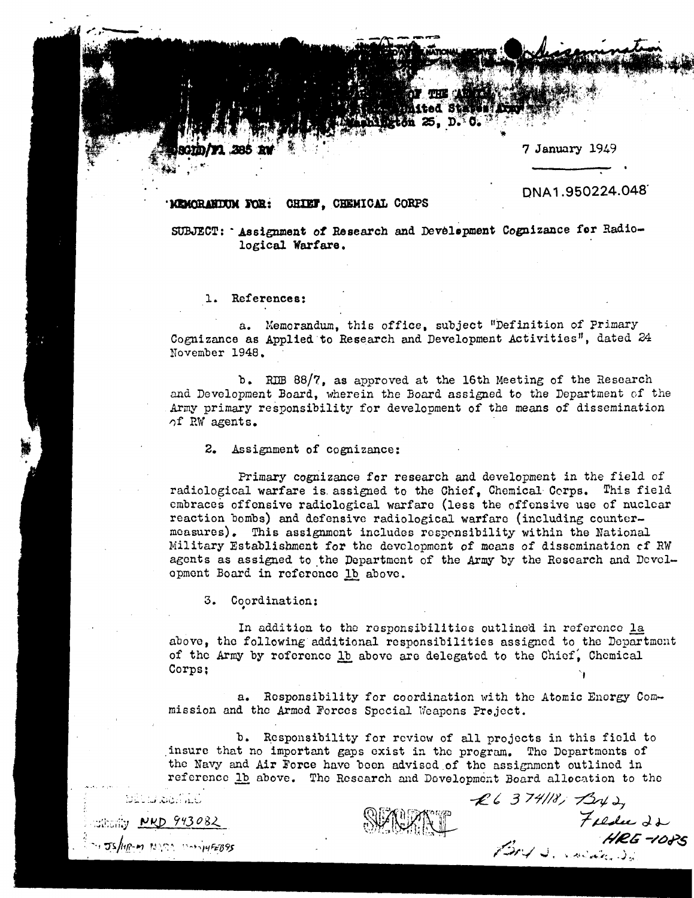DEPARTMENT OF THE ARMY
United States Army
Washington 25, D. C.

CSGID/F1 385 RW

7 January 1949

DNA1.950224.048

MEMORANDUM FOR: CHIEF, CHEMICAL CORPS

SUBJECT: Assignment of Research and Development Cognizance for Radiological Warfare.

1. References:

a. Memorandum, this office, subject "Definition of Primary Cognizance as Applied to Research and Development Activities", dated 24 November 1948.

b. RDB 88/7, as approved at the 16th Meeting of the Research and Development Board, wherein the Board assigned to the Department of the Army primary responsibility for development of the means of dissemination of RW agents.

2. Assignment of cognizance:

Primary cognizance for research and development in the field of radiological warfare is assigned to the Chief, Chemical Corps. This field embraces offensive radiological warfare (less the offensive use of nuclear reaction bombs) and defensive radiological warfare (including countermeasures). This assignment includes responsibility within the National Military Establishment for the development of means of dissemination of RW agents as assigned to the Department of the Army by the Research and Development Board in reference 1b above.

3. Coordination:

In addition to the responsibilities outlined in reference 1a above, the following additional responsibilities assigned to the Department of the Army by reference 1b above are delegated to the Chief, Chemical Corps;

a. Responsibility for coordination with the Atomic Energy Commission and the Armed Forces Special Weapons Project.

b. Responsibility for review of all projects in this field to insure that no important gaps exist in the program. The Departments of the Navy and Air Force have been advised of the assignment outlined in reference 1b above. The Research and Development Board allocation to the

DECLASSIFIED
Authority NND 943082

SECRET

RG 374118, Bx 2, Folder 22
HRE-1085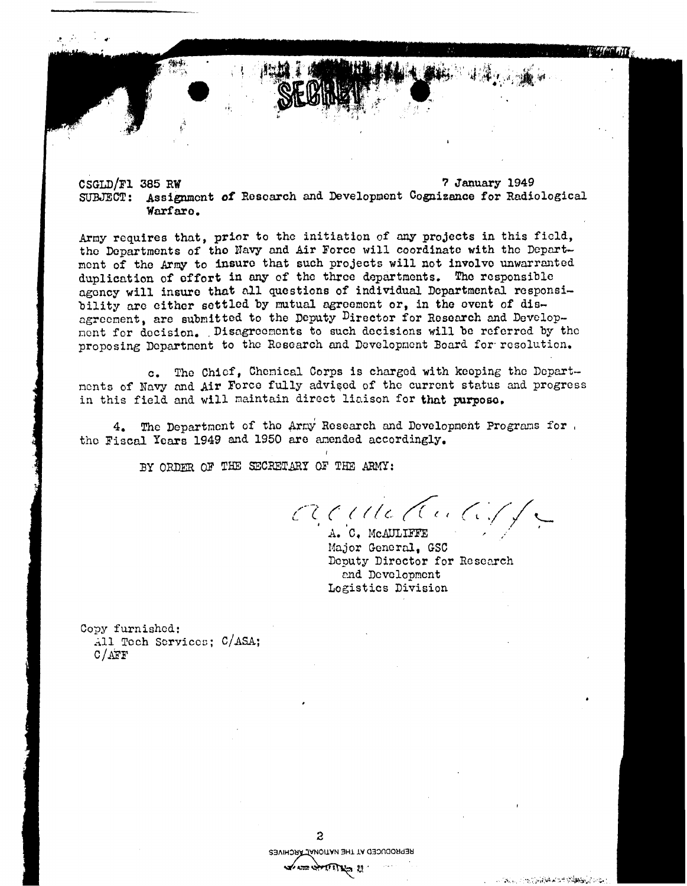SECRET

CSGLD/F1 385 RW 7 January 1949

SUBJECT: Assignment of Research and Development Cognizance for Radiological Warfare.

Army requires that, prior to the initiation of any projects in this field, the Departments of the Navy and Air Force will coordinate with the Department of the Army to insure that such projects will not involve unwarranted duplication of effort in any of the three departments. The responsible agency will insure that all questions of individual Departmental responsibility are either settled by mutual agreement or, in the event of disagreement, are submitted to the Deputy Director for Research and Development for decision. Disagreements to such decisions will be referred by the proposing Department to the Research and Development Board for resolution.

c. The Chief, Chemical Corps is charged with keeping the Departments of Navy and Air Force fully advised of the current status and progress in this field and will maintain direct liaison for that purpose.

4. The Department of the Army Research and Development Programs for the Fiscal Years 1949 and 1950 are amended accordingly.

BY ORDER OF THE SECRETARY OF THE ARMY:

A. C. McAULIFFE
Major General, GSC
Deputy Director for Research and Development
Logistics Division

Copy furnished:
All Tech Services; C/ASA;
C/AFF

REPRODUCED AT THE NATIONAL ARCHIVES